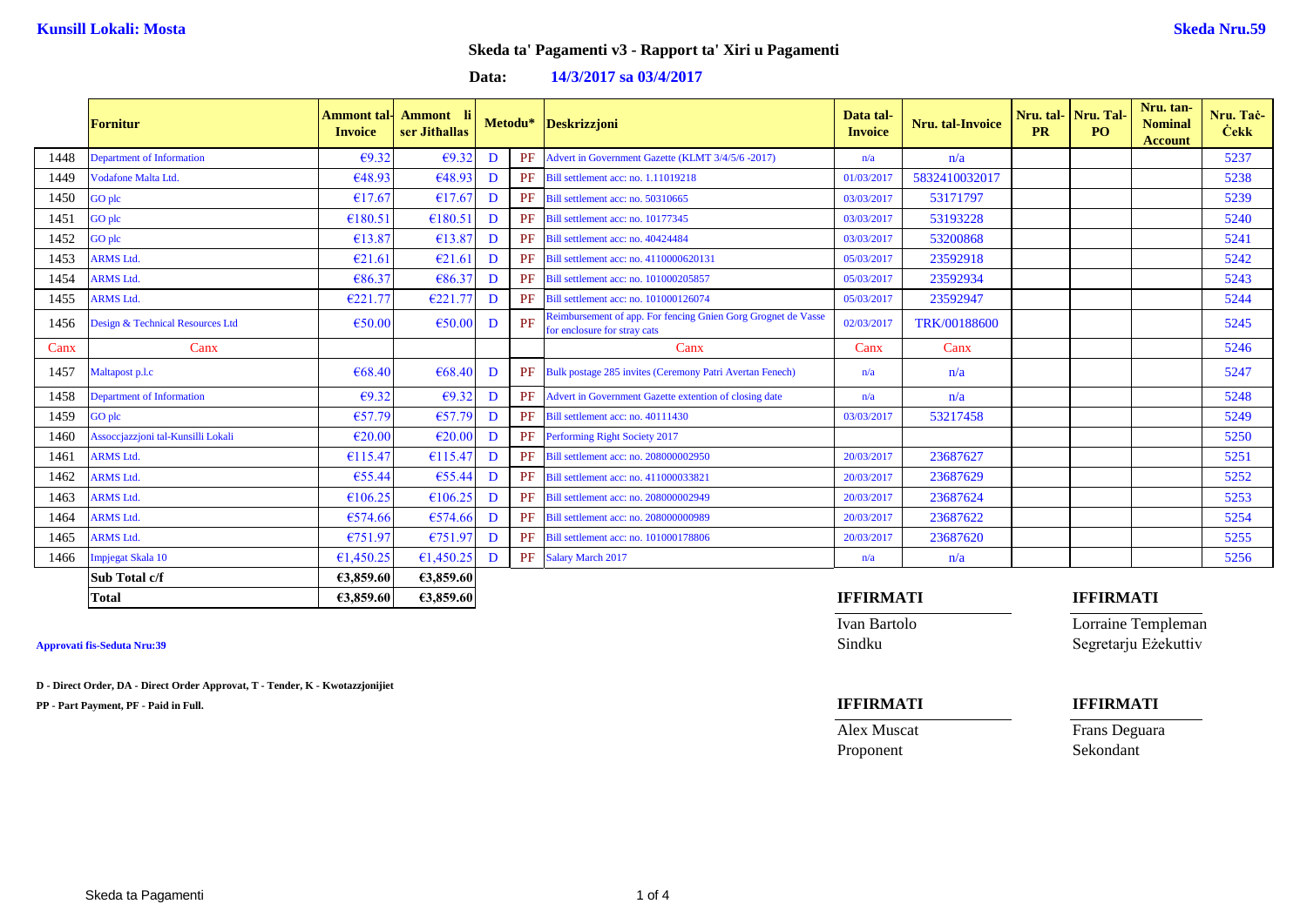**Kunsill Lokali: Mosta** | **Skeda Nru.59**

# Skeda ta' Pagamenti v3 - Rapport ta' Xiri u Pagamenti

**Data:** **14/3/2017 sa 03/4/2017**

| | Fornitur | Ammont tal-Invoice | Ammont li ser Jitħallas | Metodu* | | Deskrizzjoni | Data tal-Invoice | Nru. tal-Invoice | Nru. tal-PR | Nru. Tal-PO | Nru. tan-Nominal Account | Nru. Taċ-Ċekk |
|---|---|---|---|---|---|---|---|---|---|---|---|---|
| 1448 | Department of Information | €9.32 | €9.32 | D | PF | Advert in Government Gazette (KLMT 3/4/5/6 -2017) | n/a | n/a | | | | 5237 |
| 1449 | Vodafone Malta Ltd. | €48.93 | €48.93 | D | PF | Bill settlement acc: no. 1.11019218 | 01/03/2017 | 5832410032017 | | | | 5238 |
| 1450 | GO plc | €17.67 | €17.67 | D | PF | Bill settlement acc: no. 50310665 | 03/03/2017 | 53171797 | | | | 5239 |
| 1451 | GO plc | €180.51 | €180.51 | D | PF | Bill settlement acc: no. 10177345 | 03/03/2017 | 53193228 | | | | 5240 |
| 1452 | GO plc | €13.87 | €13.87 | D | PF | Bill settlement acc: no. 40424484 | 03/03/2017 | 53200868 | | | | 5241 |
| 1453 | ARMS Ltd. | €21.61 | €21.61 | D | PF | Bill settlement acc: no. 4110000620131 | 05/03/2017 | 23592918 | | | | 5242 |
| 1454 | ARMS Ltd. | €86.37 | €86.37 | D | PF | Bill settlement acc: no. 101000205857 | 05/03/2017 | 23592934 | | | | 5243 |
| 1455 | ARMS Ltd. | €221.77 | €221.77 | D | PF | Bill settlement acc: no. 101000126074 | 05/03/2017 | 23592947 | | | | 5244 |
| 1456 | Design & Technical Resources Ltd | €50.00 | €50.00 | D | PF | Reimbursement of app. For fencing Gnien Gorg Grognet de Vasse for enclosure for stray cats | 02/03/2017 | TRK/00188600 | | | | 5245 |
| Canx | Canx | | | | | Canx | Canx | Canx | | | | 5246 |
| 1457 | Maltapost p.l.c | €68.40 | €68.40 | D | PF | Bulk postage 285 invites (Ceremony Patri Avertan Fenech) | n/a | n/a | | | | 5247 |
| 1458 | Department of Information | €9.32 | €9.32 | D | PF | Advert in Government Gazette extention of closing date | n/a | n/a | | | | 5248 |
| 1459 | GO plc | €57.79 | €57.79 | D | PF | Bill settlement acc: no. 40111430 | 03/03/2017 | 53217458 | | | | 5249 |
| 1460 | Assoccjazzjoni tal-Kunsilli Lokali | €20.00 | €20.00 | D | PF | Performing Right Society 2017 | | | | | | 5250 |
| 1461 | ARMS Ltd. | €115.47 | €115.47 | D | PF | Bill settlement acc: no. 208000002950 | 20/03/2017 | 23687627 | | | | 5251 |
| 1462 | ARMS Ltd. | €55.44 | €55.44 | D | PF | Bill settlement acc: no. 411000033821 | 20/03/2017 | 23687629 | | | | 5252 |
| 1463 | ARMS Ltd. | €106.25 | €106.25 | D | PF | Bill settlement acc: no. 208000002949 | 20/03/2017 | 23687624 | | | | 5253 |
| 1464 | ARMS Ltd. | €574.66 | €574.66 | D | PF | Bill settlement acc: no. 208000000989 | 20/03/2017 | 23687622 | | | | 5254 |
| 1465 | ARMS Ltd. | €751.97 | €751.97 | D | PF | Bill settlement acc: no. 101000178806 | 20/03/2017 | 23687620 | | | | 5255 |
| 1466 | Impjegat Skala 10 | €1,450.25 | €1,450.25 | D | PF | Salary March 2017 | n/a | n/a | | | | 5256 |
| | **Sub Total c/f** | **€3,859.60** | **€3,859.60** | | | | | | | | | |
| | **Total** | **€3,859.60** | **€3,859.60** | | | | | | | | | |

**Approvati fis-Seduta Nru:39**

**D - Direct Order, DA - Direct Order Approvat, T - Tender, K - Kwotazzjonijiet**

**PP - Part Payment, PF - Paid in Full.**

**IFFIRMATI**

Ivan Bartolo
Sindku

**IFFIRMATI**

Lorraine Templeman
Segretarju Eżekuttiv

**IFFIRMATI**

Alex Muscat
Proponent

**IFFIRMATI**

Frans Deguara
Sekondant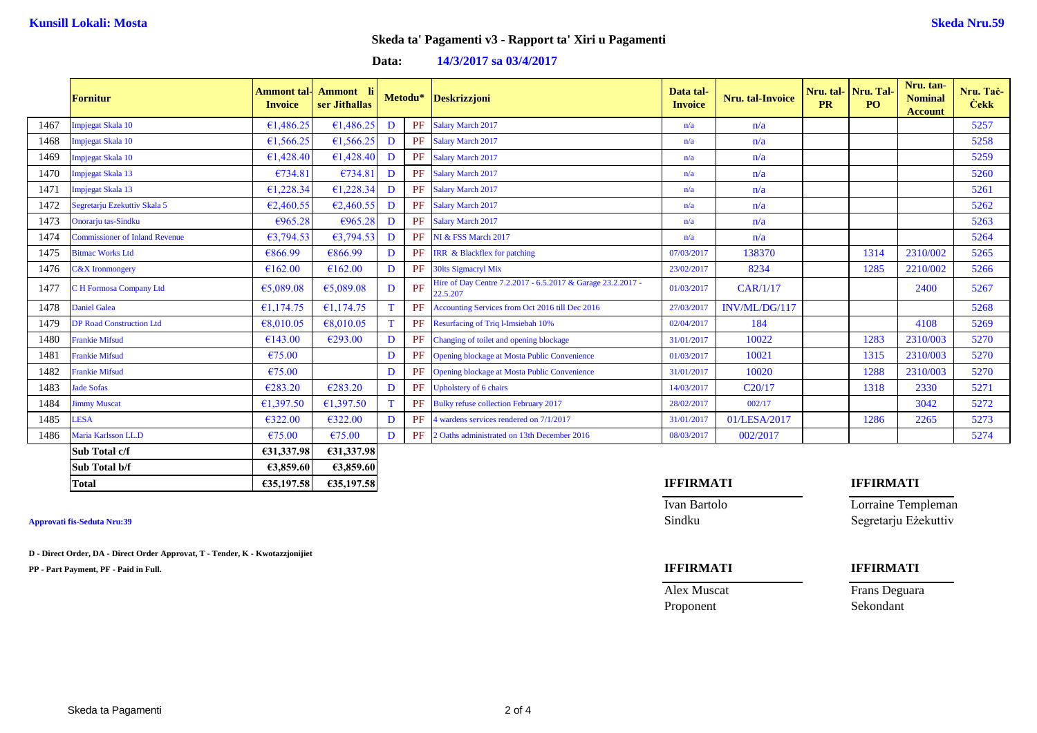**Kunsill Lokali: Mosta** **Skeda Nru.59**

## Skeda ta' Pagamenti v3 - Rapport ta' Xiri u Pagamenti

**Data: 14/3/2017 sa 03/4/2017**

| | Fornitur | Ammont tal-Invoice | Ammont li ser Jithallas | Metodu* | | Deskrizzjoni | Data tal-Invoice | Nru. tal-Invoice | Nru. tal-PR | Nru. Tal-PO | Nru. tan-Nominal Account | Nru. Taċ-Ċekk |
|---|---|---|---|---|---|---|---|---|---|---|---|---|
| 1467 | Impjegat Skala 10 | €1,486.25 | €1,486.25 | D | PF | Salary March 2017 | n/a | n/a | | | | 5257 |
| 1468 | Impjegat Skala 10 | €1,566.25 | €1,566.25 | D | PF | Salary March 2017 | n/a | n/a | | | | 5258 |
| 1469 | Impjegat Skala 10 | €1,428.40 | €1,428.40 | D | PF | Salary March 2017 | n/a | n/a | | | | 5259 |
| 1470 | Impjegat Skala 13 | €734.81 | €734.81 | D | PF | Salary March 2017 | n/a | n/a | | | | 5260 |
| 1471 | Impjegat Skala 13 | €1,228.34 | €1,228.34 | D | PF | Salary March 2017 | n/a | n/a | | | | 5261 |
| 1472 | Segretarju Ezekuttiv Skala 5 | €2,460.55 | €2,460.55 | D | PF | Salary March 2017 | n/a | n/a | | | | 5262 |
| 1473 | Onorarju tas-Sindku | €965.28 | €965.28 | D | PF | Salary March 2017 | n/a | n/a | | | | 5263 |
| 1474 | Commissioner of Inland Revenue | €3,794.53 | €3,794.53 | D | PF | NI & FSS March 2017 | n/a | n/a | | | | 5264 |
| 1475 | Bitmac Works Ltd | €866.99 | €866.99 | D | PF | IRR & Blackflex for patching | 07/03/2017 | 138370 | | 1314 | 2310/002 | 5265 |
| 1476 | C&X Ironmongery | €162.00 | €162.00 | D | PF | 30lts Sigmacryl Mix | 23/02/2017 | 8234 | | 1285 | 2210/002 | 5266 |
| 1477 | C H Formosa Company Ltd | €5,089.08 | €5,089.08 | D | PF | Hire of Day Centre 7.2.2017 - 6.5.2017 & Garage 23.2.2017 - 22.5.207 | 01/03/2017 | CAR/1/17 | | | 2400 | 5267 |
| 1478 | Daniel Galea | €1,174.75 | €1,174.75 | T | PF | Accounting Services from Oct 2016 till Dec 2016 | 27/03/2017 | INV/ML/DG/117 | | | | 5268 |
| 1479 | DP Road Construction Ltd | €8,010.05 | €8,010.05 | T | PF | Resurfacing of Triq l-Imsiebah 10% | 02/04/2017 | 184 | | | 4108 | 5269 |
| 1480 | Frankie Mifsud | €143.00 | €293.00 | D | PF | Changing of toilet and opening blockage | 31/01/2017 | 10022 | | 1283 | 2310/003 | 5270 |
| 1481 | Frankie Mifsud | €75.00 | | D | PF | Opening blockage at Mosta Public Convenience | 01/03/2017 | 10021 | | 1315 | 2310/003 | 5270 |
| 1482 | Frankie Mifsud | €75.00 | | D | PF | Opening blockage at Mosta Public Convenience | 31/01/2017 | 10020 | | 1288 | 2310/003 | 5270 |
| 1483 | Jade Sofas | €283.20 | €283.20 | D | PF | Upholstery of 6 chairs | 14/03/2017 | C20/17 | | 1318 | 2330 | 5271 |
| 1484 | Jimmy Muscat | €1,397.50 | €1,397.50 | T | PF | Bulky refuse collection February 2017 | 28/02/2017 | 002/17 | | | 3042 | 5272 |
| 1485 | LESA | €322.00 | €322.00 | D | PF | 4 wardens services rendered on 7/1/2017 | 31/01/2017 | 01/LESA/2017 | | 1286 | 2265 | 5273 |
| 1486 | Maria Karlsson LL.D | €75.00 | €75.00 | D | PF | 2 Oaths administrated on 13th December 2016 | 08/03/2017 | 002/2017 | | | | 5274 |
| | **Sub Total c/f** | **€31,337.98** | **€31,337.98** | | | | | | | | | |
| | **Sub Total b/f** | **€3,859.60** | **€3,859.60** | | | | | | | | | |
| | **Total** | **€35,197.58** | **€35,197.58** | | | | | | | | | |

**Approvati fis-Seduta Nru:39**

**D - Direct Order, DA - Direct Order Approvat, T - Tender, K - Kwotazzjonijiet**

**PP - Part Payment, PF - Paid in Full.**

| **IFFIRMATI** | **IFFIRMATI** |
|---|---|
| Ivan Bartolo | Lorraine Templeman |
| Sindku | Segretarju Eżekuttiv |

| **IFFIRMATI** | **IFFIRMATI** |
|---|---|
| Alex Muscat | Frans Deguara |
| Proponent | Sekondant |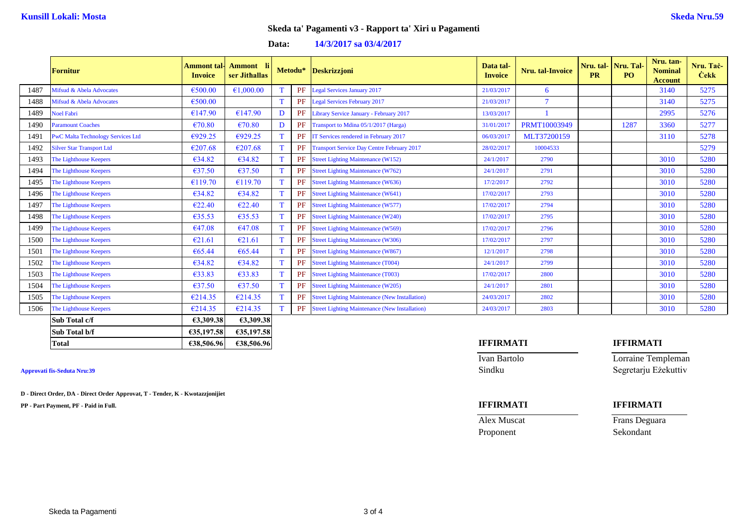**Kunsill Lokali: Mosta** **Skeda Nru.59**

## Skeda ta' Pagamenti v3 - Rapport ta' Xiri u Pagamenti

**Data:** **14/3/2017 sa 03/4/2017**

| | Fornitur | Ammont tal-Invoice | Ammont li ser Jithallas | Metodu* | | Deskrizzjoni | Data tal-Invoice | Nru. tal-Invoice | Nru. tal-PR | Nru. Tal-PO | Nru. tan-Nominal Account | Nru. Taċ-Ċekk |
|---|---|---|---|---|---|---|---|---|---|---|---|---|
| 1487 | Mifsud & Abela Advocates | €500.00 | €1,000.00 | T | PF | Legal Services January 2017 | 21/03/2017 | 6 | | | 3140 | 5275 |
| 1488 | Mifsud & Abela Advocates | €500.00 | | T | PF | Legal Services February 2017 | 21/03/2017 | 7 | | | 3140 | 5275 |
| 1489 | Noel Fabri | €147.90 | €147.90 | D | PF | Library Service January - February 2017 | 13/03/2017 | 1 | | | 2995 | 5276 |
| 1490 | Paramount Coaches | €70.80 | €70.80 | D | PF | Transport to Mdina 05/1/2017 (Harga) | 31/01/2017 | PRMT10003949 | | 1287 | 3360 | 5277 |
| 1491 | PwC Malta Technology Services Ltd | €929.25 | €929.25 | T | PF | IT Services rendered in February 2017 | 06/03/2017 | MLT37200159 | | | 3110 | 5278 |
| 1492 | Silver Star Transport Ltd | €207.68 | €207.68 | T | PF | Transport Service Day Centre February 2017 | 28/02/2017 | 10004533 | | | | 5279 |
| 1493 | The Lighthouse Keepers | €34.82 | €34.82 | T | PF | Street Lighting Maintenance (W152) | 24/1/2017 | 2790 | | | 3010 | 5280 |
| 1494 | The Lighthouse Keepers | €37.50 | €37.50 | T | PF | Street Lighting Maintenance (W762) | 24/1/2017 | 2791 | | | 3010 | 5280 |
| 1495 | The Lighthouse Keepers | €119.70 | €119.70 | T | PF | Street Lighting Maintenance (W636) | 17/2/2017 | 2792 | | | 3010 | 5280 |
| 1496 | The Lighthouse Keepers | €34.82 | €34.82 | T | PF | Street Lighting Maintenance (W641) | 17/02/2017 | 2793 | | | 3010 | 5280 |
| 1497 | The Lighthouse Keepers | €22.40 | €22.40 | T | PF | Street Lighting Maintenance (W577) | 17/02/2017 | 2794 | | | 3010 | 5280 |
| 1498 | The Lighthouse Keepers | €35.53 | €35.53 | T | PF | Street Lighting Maintenance (W240) | 17/02/2017 | 2795 | | | 3010 | 5280 |
| 1499 | The Lighthouse Keepers | €47.08 | €47.08 | T | PF | Street Lighting Maintenance (W569) | 17/02/2017 | 2796 | | | 3010 | 5280 |
| 1500 | The Lighthouse Keepers | €21.61 | €21.61 | T | PF | Street Lighting Maintenance (W306) | 17/02/2017 | 2797 | | | 3010 | 5280 |
| 1501 | The Lighthouse Keepers | €65.44 | €65.44 | T | PF | Street Lighting Maintenance (W867) | 12/1/2017 | 2798 | | | 3010 | 5280 |
| 1502 | The Lighthouse Keepers | €34.82 | €34.82 | T | PF | Street Lighting Maintenance (T004) | 24/1/2017 | 2799 | | | 3010 | 5280 |
| 1503 | The Lighthouse Keepers | €33.83 | €33.83 | T | PF | Street Lighting Maintenance (T003) | 17/02/2017 | 2800 | | | 3010 | 5280 |
| 1504 | The Lighthouse Keepers | €37.50 | €37.50 | T | PF | Street Lighting Maintenance (W205) | 24/1/2017 | 2801 | | | 3010 | 5280 |
| 1505 | The Lighthouse Keepers | €214.35 | €214.35 | T | PF | Street Lighting Maintenance (New Installation) | 24/03/2017 | 2802 | | | 3010 | 5280 |
| 1506 | The Lighthouse Keepers | €214.35 | €214.35 | T | PF | Street Lighting Maintenance (New Installation) | 24/03/2017 | 2803 | | | 3010 | 5280 |
| | **Sub Total c/f** | **€3,309.38** | **€3,309.38** | | | | | | | | | |
| | **Sub Total b/f** | **€35,197.58** | **€35,197.58** | | | | | | | | | |
| | **Total** | **€38,506.96** | **€38,506.96** | | | | | | | | | |

**Approvati fis-Seduta Nru:39**

**D - Direct Order, DA - Direct Order Approvat, T - Tender, K - Kwotazzjonijiet**

**PP - Part Payment, PF - Paid in Full.**

| **IFFIRMATI** | **IFFIRMATI** |
|---|---|
| Ivan Bartolo | Lorraine Templeman |
| Sindku | Segretarju Eżekuttiv |

| **IFFIRMATI** | **IFFIRMATI** |
|---|---|
| Alex Muscat | Frans Deguara |
| Proponent | Sekondant |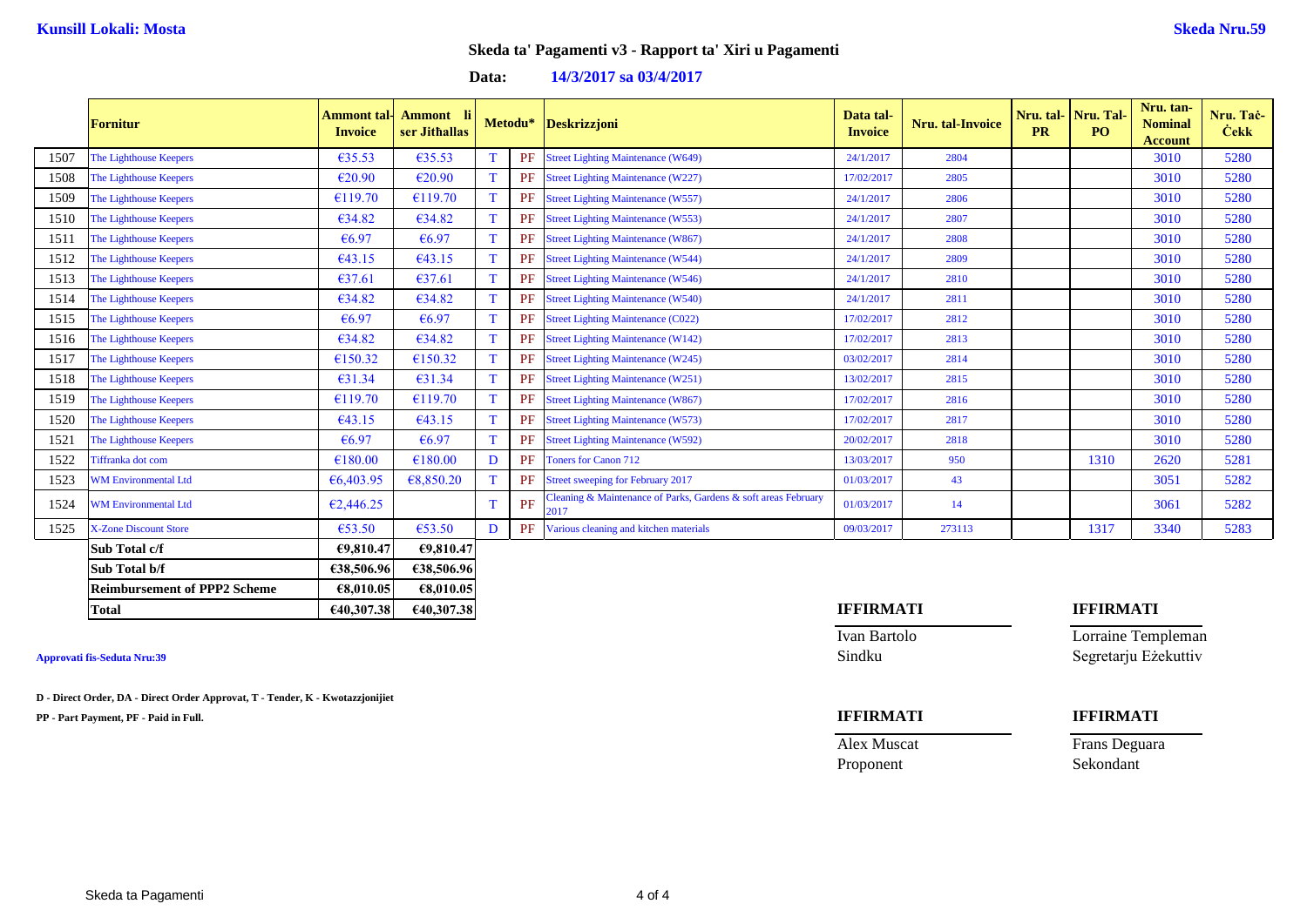**Kunsill Lokali: Mosta** **Skeda Nru.59**

## Skeda ta' Pagamenti v3 - Rapport ta' Xiri u Pagamenti

**Data: 14/3/2017 sa 03/4/2017**

| | Fornitur | Ammont tal-Invoice | Ammont li ser Jithallas | Metodu* | | Deskrizzjoni | Data tal-Invoice | Nru. tal-Invoice | Nru. tal-PR | Nru. Tal-PO | Nru. tan-Nominal Account | Nru. Taċ-Ċekk |
|---|---|---|---|---|---|---|---|---|---|---|---|---|
| 1507 | The Lighthouse Keepers | €35.53 | €35.53 | T | PF | Street Lighting Maintenance (W649) | 24/1/2017 | 2804 | | | 3010 | 5280 |
| 1508 | The Lighthouse Keepers | €20.90 | €20.90 | T | PF | Street Lighting Maintenance (W227) | 17/02/2017 | 2805 | | | 3010 | 5280 |
| 1509 | The Lighthouse Keepers | €119.70 | €119.70 | T | PF | Street Lighting Maintenance (W557) | 24/1/2017 | 2806 | | | 3010 | 5280 |
| 1510 | The Lighthouse Keepers | €34.82 | €34.82 | T | PF | Street Lighting Maintenance (W553) | 24/1/2017 | 2807 | | | 3010 | 5280 |
| 1511 | The Lighthouse Keepers | €6.97 | €6.97 | T | PF | Street Lighting Maintenance (W867) | 24/1/2017 | 2808 | | | 3010 | 5280 |
| 1512 | The Lighthouse Keepers | €43.15 | €43.15 | T | PF | Street Lighting Maintenance (W544) | 24/1/2017 | 2809 | | | 3010 | 5280 |
| 1513 | The Lighthouse Keepers | €37.61 | €37.61 | T | PF | Street Lighting Maintenance (W546) | 24/1/2017 | 2810 | | | 3010 | 5280 |
| 1514 | The Lighthouse Keepers | €34.82 | €34.82 | T | PF | Street Lighting Maintenance (W540) | 24/1/2017 | 2811 | | | 3010 | 5280 |
| 1515 | The Lighthouse Keepers | €6.97 | €6.97 | T | PF | Street Lighting Maintenance (C022) | 17/02/2017 | 2812 | | | 3010 | 5280 |
| 1516 | The Lighthouse Keepers | €34.82 | €34.82 | T | PF | Street Lighting Maintenance (W142) | 17/02/2017 | 2813 | | | 3010 | 5280 |
| 1517 | The Lighthouse Keepers | €150.32 | €150.32 | T | PF | Street Lighting Maintenance (W245) | 03/02/2017 | 2814 | | | 3010 | 5280 |
| 1518 | The Lighthouse Keepers | €31.34 | €31.34 | T | PF | Street Lighting Maintenance (W251) | 13/02/2017 | 2815 | | | 3010 | 5280 |
| 1519 | The Lighthouse Keepers | €119.70 | €119.70 | T | PF | Street Lighting Maintenance (W867) | 17/02/2017 | 2816 | | | 3010 | 5280 |
| 1520 | The Lighthouse Keepers | €43.15 | €43.15 | T | PF | Street Lighting Maintenance (W573) | 17/02/2017 | 2817 | | | 3010 | 5280 |
| 1521 | The Lighthouse Keepers | €6.97 | €6.97 | T | PF | Street Lighting Maintenance (W592) | 20/02/2017 | 2818 | | | 3010 | 5280 |
| 1522 | Tiffranka dot com | €180.00 | €180.00 | D | PF | Toners for Canon 712 | 13/03/2017 | 950 | | 1310 | 2620 | 5281 |
| 1523 | WM Environmental Ltd | €6,403.95 | €8,850.20 | T | PF | Street sweeping for February 2017 | 01/03/2017 | 43 | | | 3051 | 5282 |
| 1524 | WM Environmental Ltd | €2,446.25 | | T | PF | Cleaning & Maintenance of Parks, Gardens & soft areas February 2017 | 01/03/2017 | 14 | | | 3061 | 5282 |
| 1525 | X-Zone Discount Store | €53.50 | €53.50 | D | PF | Various cleaning and kitchen materials | 09/03/2017 | 273113 | | 1317 | 3340 | 5283 |
| | **Sub Total c/f** | **€9,810.47** | **€9,810.47** | | | | | | | | | |
| | **Sub Total b/f** | **€38,506.96** | **€38,506.96** | | | | | | | | | |
| | **Reimbursement of PPP2 Scheme** | **€8,010.05** | **€8,010.05** | | | | | | | | | |
| | **Total** | **€40,307.38** | **€40,307.38** | | | | | | | | | |

**Approvati fis-Seduta Nru:39**

**IFFIRMATI**

Ivan Bartolo
Sindku

**IFFIRMATI**

Lorraine Templeman
Segretarju Eżekuttiv

**D - Direct Order, DA - Direct Order Approvat, T - Tender, K - Kwotazzjonijiet**

**PP - Part Payment, PF - Paid in Full.**

**IFFIRMATI**

Alex Muscat
Proponent

**IFFIRMATI**

Frans Deguara
Sekondant